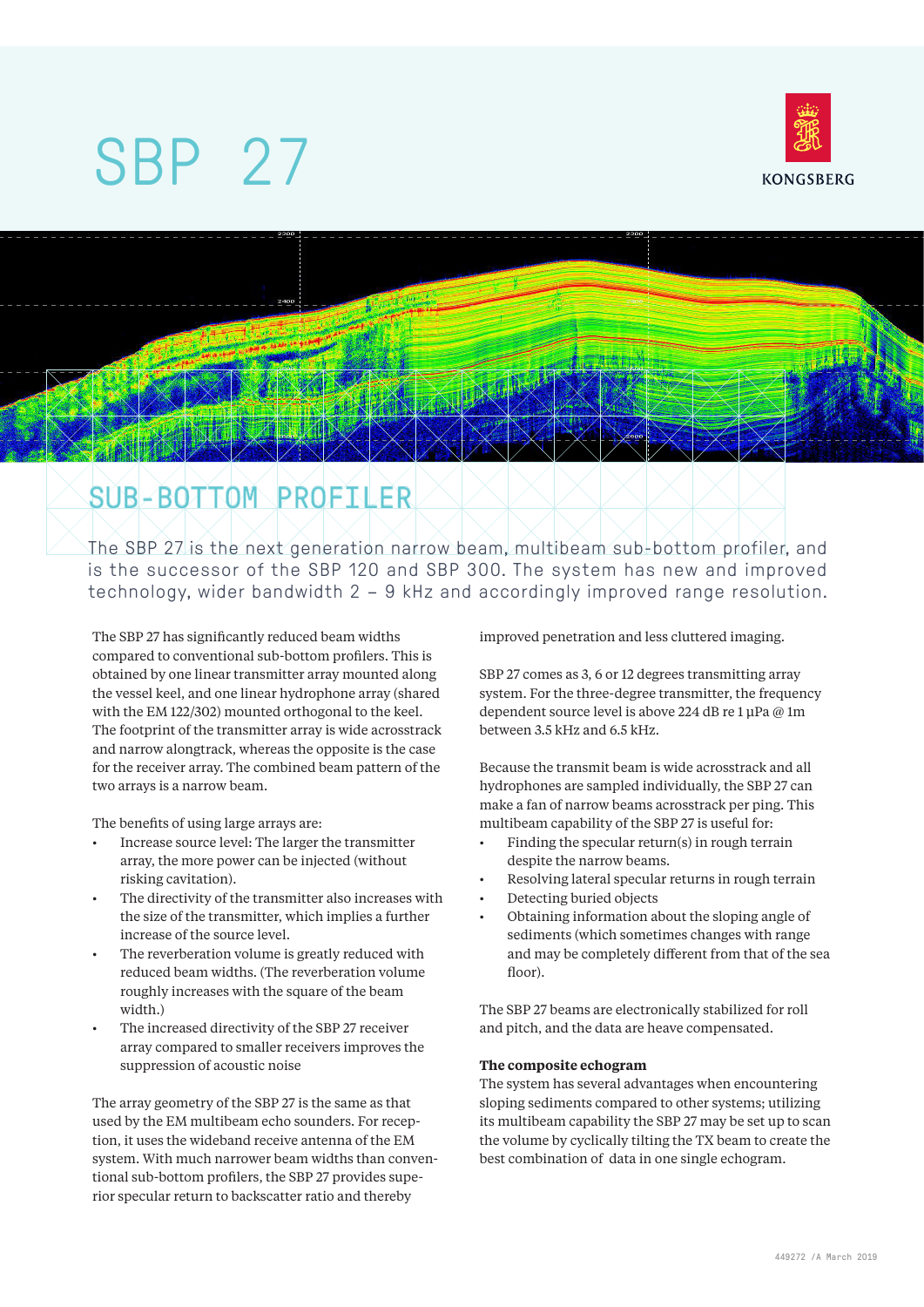# SBP 27

KONGSBERG

## SUB-BOTTOM PROFILER

The SBP 27 is the next generation narrow beam, multibeam sub-bottom profiler, and is the successor of the SBP 120 and SBP 300. The system has new and improved technology, wider bandwidth 2 – 9 kHz and accordingly improved range resolution.

The SBP 27 has significantly reduced beam widths compared to conventional sub-bottom profilers. This is obtained by one linear transmitter array mounted along the vessel keel, and one linear hydrophone array (shared with the EM 122/302) mounted orthogonal to the keel. The footprint of the transmitter array is wide acrosstrack and narrow alongtrack, whereas the opposite is the case for the receiver array. The combined beam pattern of the two arrays is a narrow beam.

The benefits of using large arrays are:

- Increase source level: The larger the transmitter array, the more power can be injected (without risking cavitation).
- The directivity of the transmitter also increases with the size of the transmitter, which implies a further increase of the source level.
- The reverberation volume is greatly reduced with reduced beam widths. (The reverberation volume roughly increases with the square of the beam width.)
- The increased directivity of the SBP 27 receiver array compared to smaller receivers improves the suppression of acoustic noise

The array geometry of the SBP 27 is the same as that used by the EM multibeam echo sounders. For reception, it uses the wideband receive antenna of the EM system. With much narrower beam widths than conventional sub-bottom profilers, the SBP 27 provides superior specular return to backscatter ratio and thereby improved penetration and less cluttered imaging.

SBP 27 comes as 3, 6 or 12 degrees transmitting array system. For the three-degree transmitter, the frequency dependent source level is above 224 dB re 1 µPa @ 1m between 3.5 kHz and 6.5 kHz.

Because the transmit beam is wide acrosstrack and all hydrophones are sampled individually, the SBP 27 can make a fan of narrow beams acrosstrack per ping. This multibeam capability of the SBP 27 is useful for:

- Finding the specular return(s) in rough terrain despite the narrow beams.
- Resolving lateral specular returns in rough terrain
- Detecting buried objects
- Obtaining information about the sloping angle of sediments (which sometimes changes with range and may be completely different from that of the sea floor).

The SBP 27 beams are electronically stabilized for roll and pitch, and the data are heave compensated.

### The composite echogram

The system has several advantages when encountering sloping sediments compared to other systems; utilizing its multibeam capability the SBP 27 may be set up to scan the volume by cyclically tilting the TX beam to create the best combination of data in one single echogram.

449272 /A March 2019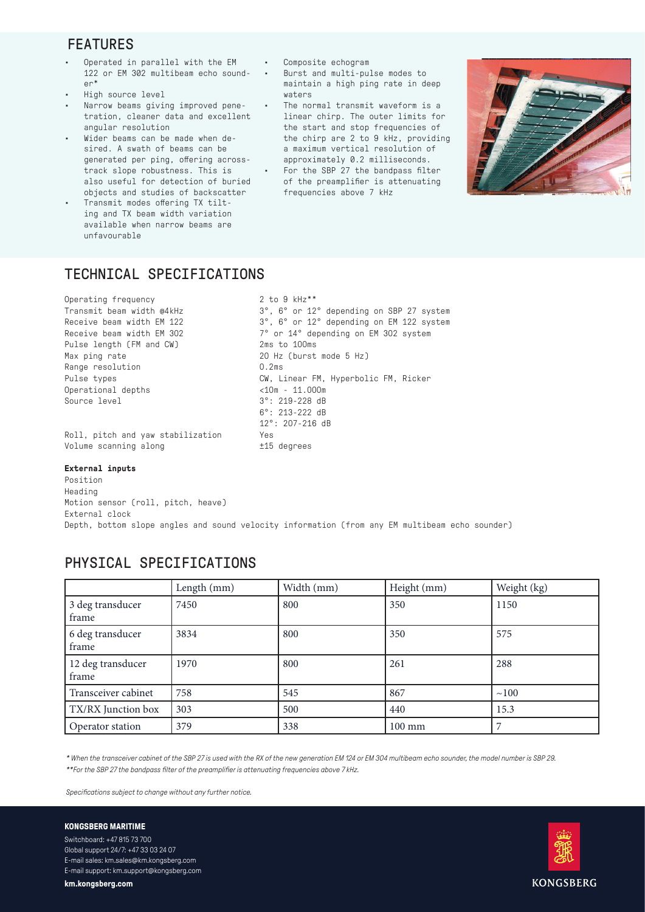## FEATURES

- Operated in parallel with the EM 122 or EM 302 multibeam echo sounder*
- High source level
- Narrow beams giving improved penetration, cleaner data and excellent angular resolution
- Wider beams can be made when desired. A swath of beams can be generated per ping, offering across-track slope robustness. This is also useful for detection of buried objects and studies of backscatter
- Transmit modes offering TX tilting and TX beam width variation available when narrow beams are unfavourable
- Composite echogram
- Burst and multi-pulse modes to maintain a high ping rate in deep waters
- The normal transmit waveform is a linear chirp. The outer limits for the start and stop frequencies of the chirp are 2 to 9 kHz, providing a maximum vertical resolution of approximately 0.2 milliseconds.
- For the SBP 27 the bandpass filter of the preamplifier is attenuating frequencies above 7 kHz

## TECHNICAL SPECIFICATIONS

| | |
|---|---|
| Operating frequency | 2 to 9 kHz** |
| Transmit beam width @4kHz | 3°, 6° or 12° depending on SBP 27 system |
| Receive beam width EM 122 | 3°, 6° or 12° depending on EM 122 system |
| Receive beam width EM 302 | 7° or 14° depending on EM 302 system |
| Pulse length (FM and CW) | 2ms to 100ms |
| Max ping rate | 20 Hz (burst mode 5 Hz) |
| Range resolution | 0.2ms |
| Pulse types | CW, Linear FM, Hyperbolic FM, Ricker |
| Operational depths | <10m - 11.000m |
| Source level | 3°: 219-228 dB<br>6°: 213-222 dB<br>12°: 207-216 dB |
| Roll, pitch and yaw stabilization | Yes |
| Volume scanning along | ±15 degrees |

**External inputs**

Position
Heading
Motion sensor (roll, pitch, heave)
External clock
Depth, bottom slope angles and sound velocity information (from any EM multibeam echo sounder)

## PHYSICAL SPECIFICATIONS

| | Length (mm) | Width (mm) | Height (mm) | Weight (kg) |
|---|---|---|---|---|
| 3 deg transducer frame | 7450 | 800 | 350 | 1150 |
| 6 deg transducer frame | 3834 | 800 | 350 | 575 |
| 12 deg transducer frame | 1970 | 800 | 261 | 288 |
| Transceiver cabinet | 758 | 545 | 867 | ~100 |
| TX/RX Junction box | 303 | 500 | 440 | 15.3 |
| Operator station | 379 | 338 | 100 mm | 7 |

*\* When the transceiver cabinet of the SBP 27 is used with the RX of the new generation EM 124 or EM 304 multibeam echo sounder, the model number is SBP 29.*

*\*\*For the SBP 27 the bandpass filter of the preamplifier is attenuating frequencies above 7 kHz.*

*Specifications subject to change without any further notice.*

**KONGSBERG MARITIME**

Switchboard: +47 815 73 700
Global support 24/7: +47 33 03 24 07
E-mail sales: km.sales@km.kongsberg.com
E-mail support: km.support@kongsberg.com

**km.kongsberg.com**

KONGSBERG